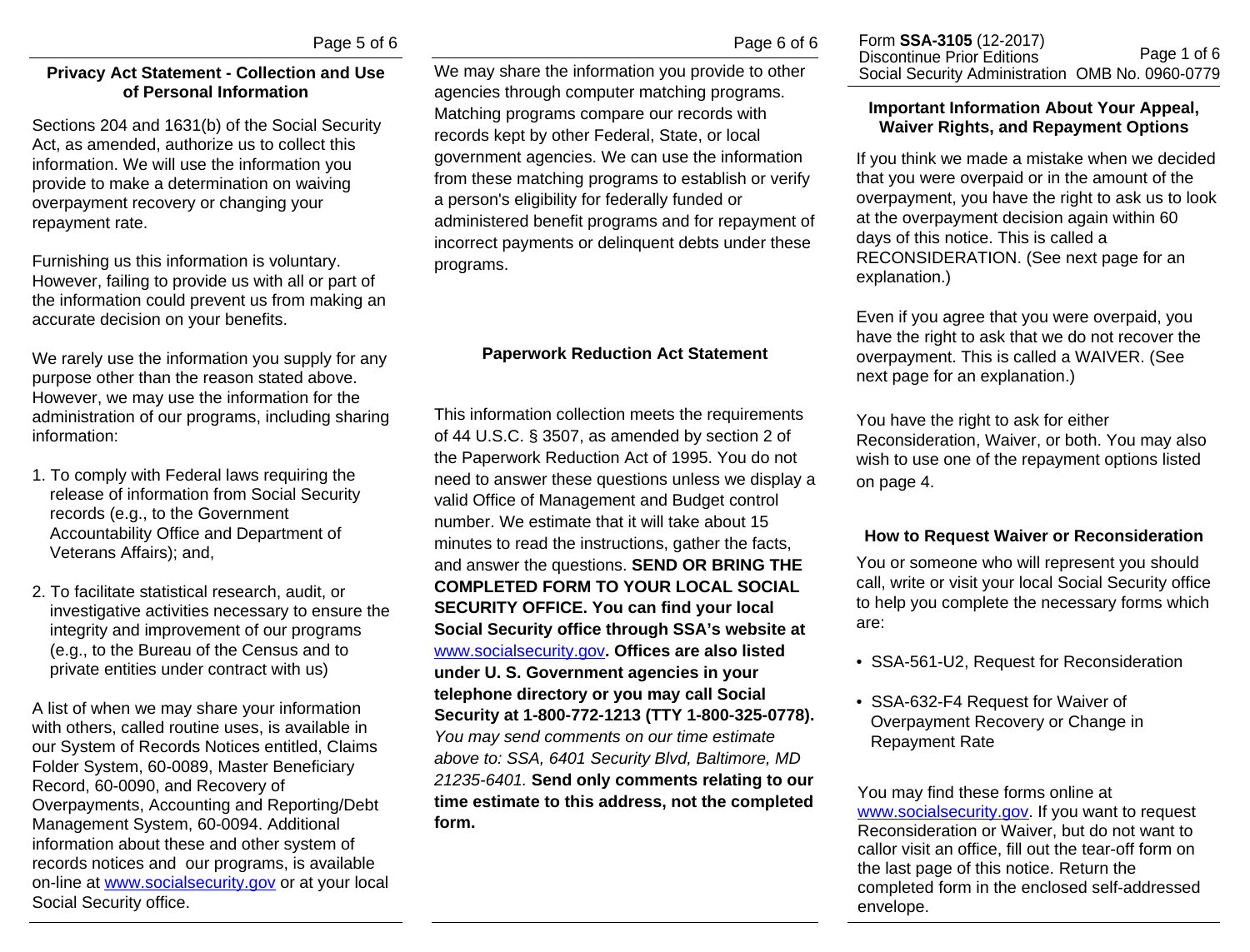## Privacy Act Statement - Collection and Use of Personal Information

Sections 204 and 1631(b) of the Social Security Act, as amended, authorize us to collect this information. We will use the information you provide to make a determination on waiving overpayment recovery or changing your repayment rate.

Furnishing us this information is voluntary. However, failing to provide us with all or part of the information could prevent us from making an accurate decision on your benefits.

We rarely use the information you supply for any purpose other than the reason stated above. However, we may use the information for the administration of our programs, including sharing information:

1. To comply with Federal laws requiring the release of information from Social Security records (e.g., to the Government Accountability Office and Department of Veterans Affairs); and,
2. To facilitate statistical research, audit, or investigative activities necessary to ensure the integrity and improvement of our programs (e.g., to the Bureau of the Census and to private entities under contract with us)

A list of when we may share your information with others, called routine uses, is available in our System of Records Notices entitled, Claims Folder System, 60-0089, Master Beneficiary Record, 60-0090, and Recovery of Overpayments, Accounting and Reporting/Debt Management System, 60-0094. Additional information about these and other system of records notices and our programs, is available on-line at www.socialsecurity.gov or at your local Social Security office.

We may share the information you provide to other agencies through computer matching programs. Matching programs compare our records with records kept by other Federal, State, or local government agencies. We can use the information from these matching programs to establish or verify a person's eligibility for federally funded or administered benefit programs and for repayment of incorrect payments or delinquent debts under these programs.

## Paperwork Reduction Act Statement

This information collection meets the requirements of 44 U.S.C. § 3507, as amended by section 2 of the Paperwork Reduction Act of 1995. You do not need to answer these questions unless we display a valid Office of Management and Budget control number. We estimate that it will take about 15 minutes to read the instructions, gather the facts, and answer the questions. **SEND OR BRING THE COMPLETED FORM TO YOUR LOCAL SOCIAL SECURITY OFFICE. You can find your local Social Security office through SSA's website at www.socialsecurity.gov. Offices are also listed under U. S. Government agencies in your telephone directory or you may call Social Security at 1-800-772-1213 (TTY 1-800-325-0778).** *You may send comments on our time estimate above to: SSA, 6401 Security Blvd, Baltimore, MD 21235-6401.* **Send only comments relating to our time estimate to this address, not the completed form.**

Form **SSA-3105** (12-2017)
Discontinue Prior Editions
Social Security Administration OMB No. 0960-0779

## Important Information About Your Appeal, Waiver Rights, and Repayment Options

If you think we made a mistake when we decided that you were overpaid or in the amount of the overpayment, you have the right to ask us to look at the overpayment decision again within 60 days of this notice. This is called a RECONSIDERATION. (See next page for an explanation.)

Even if you agree that you were overpaid, you have the right to ask that we do not recover the overpayment. This is called a WAIVER. (See next page for an explanation.)

You have the right to ask for either Reconsideration, Waiver, or both. You may also wish to use one of the repayment options listed on page 4.

## How to Request Waiver or Reconsideration

You or someone who will represent you should call, write or visit your local Social Security office to help you complete the necessary forms which are:

- SSA-561-U2, Request for Reconsideration
- SSA-632-F4 Request for Waiver of Overpayment Recovery or Change in Repayment Rate

You may find these forms online at www.socialsecurity.gov. If you want to request Reconsideration or Waiver, but do not want to callor visit an office, fill out the tear-off form on the last page of this notice. Return the completed form in the enclosed self-addressed envelope.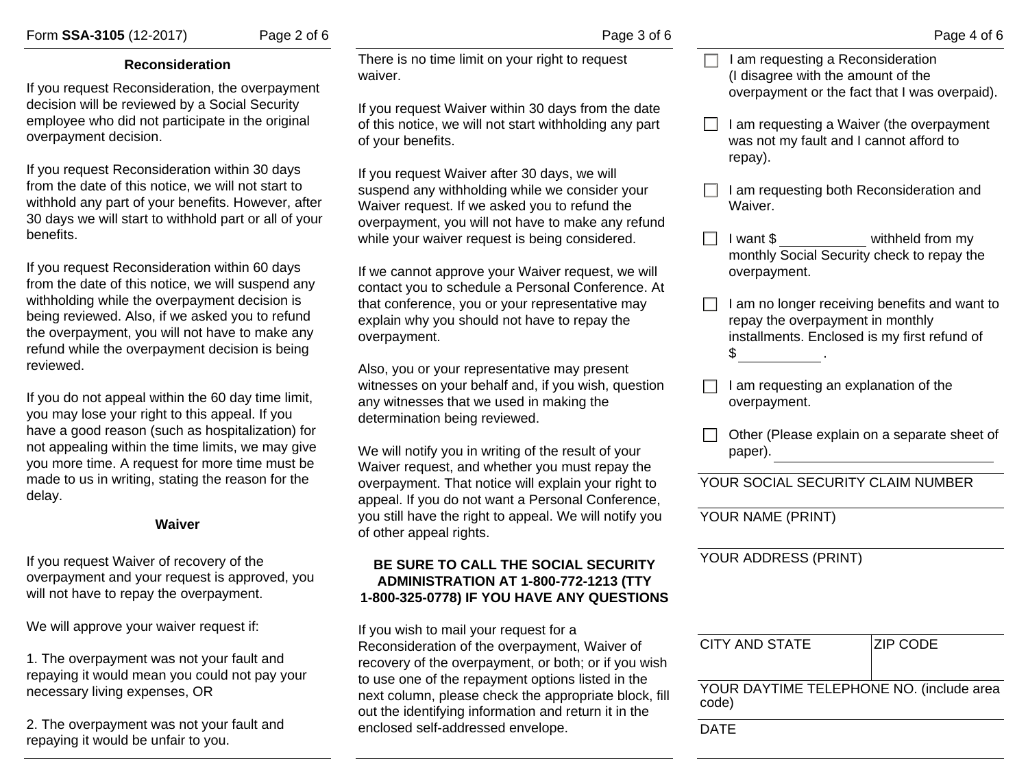## Reconsideration

If you request Reconsideration, the overpayment decision will be reviewed by a Social Security employee who did not participate in the original overpayment decision.

If you request Reconsideration within 30 days from the date of this notice, we will not start to withhold any part of your benefits. However, after 30 days we will start to withhold part or all of your benefits.

If you request Reconsideration within 60 days from the date of this notice, we will suspend any withholding while the overpayment decision is being reviewed. Also, if we asked you to refund the overpayment, you will not have to make any refund while the overpayment decision is being reviewed.

If you do not appeal within the 60 day time limit, you may lose your right to this appeal. If you have a good reason (such as hospitalization) for not appealing within the time limits, we may give you more time. A request for more time must be made to us in writing, stating the reason for the delay.

## Waiver

If you request Waiver of recovery of the overpayment and your request is approved, you will not have to repay the overpayment.

We will approve your waiver request if:

1. The overpayment was not your fault and repaying it would mean you could not pay your necessary living expenses, OR

2. The overpayment was not your fault and repaying it would be unfair to you.

There is no time limit on your right to request waiver.

If you request Waiver within 30 days from the date of this notice, we will not start withholding any part of your benefits.

If you request Waiver after 30 days, we will suspend any withholding while we consider your Waiver request. If we asked you to refund the overpayment, you will not have to make any refund while your waiver request is being considered.

If we cannot approve your Waiver request, we will contact you to schedule a Personal Conference. At that conference, you or your representative may explain why you should not have to repay the overpayment.

Also, you or your representative may present witnesses on your behalf and, if you wish, question any witnesses that we used in making the determination being reviewed.

We will notify you in writing of the result of your Waiver request, and whether you must repay the overpayment. That notice will explain your right to appeal. If you do not want a Personal Conference, you still have the right to appeal. We will notify you of other appeal rights.

**BE SURE TO CALL THE SOCIAL SECURITY ADMINISTRATION AT 1-800-772-1213 (TTY 1-800-325-0778) IF YOU HAVE ANY QUESTIONS**

If you wish to mail your request for a Reconsideration of the overpayment, Waiver of recovery of the overpayment, or both; or if you wish to use one of the repayment options listed in the next column, please check the appropriate block, fill out the identifying information and return it in the enclosed self-addressed envelope.

☐ I am requesting a Reconsideration (I disagree with the amount of the overpayment or the fact that I was overpaid).

☐ I am requesting a Waiver (the overpayment was not my fault and I cannot afford to repay).

☐ I am requesting both Reconsideration and Waiver.

☐ I want $ ____________ withheld from my monthly Social Security check to repay the overpayment.

☐ I am no longer receiving benefits and want to repay the overpayment in monthly installments. Enclosed is my first refund of $ ___________ .

☐ I am requesting an explanation of the overpayment.

☐ Other (Please explain on a separate sheet of paper). ______________________________

YOUR SOCIAL SECURITY CLAIM NUMBER

YOUR NAME (PRINT)

YOUR ADDRESS (PRINT)

| CITY AND STATE | ZIP CODE |
| --- | --- |
| | |

YOUR DAYTIME TELEPHONE NO. (include area code)

DATE